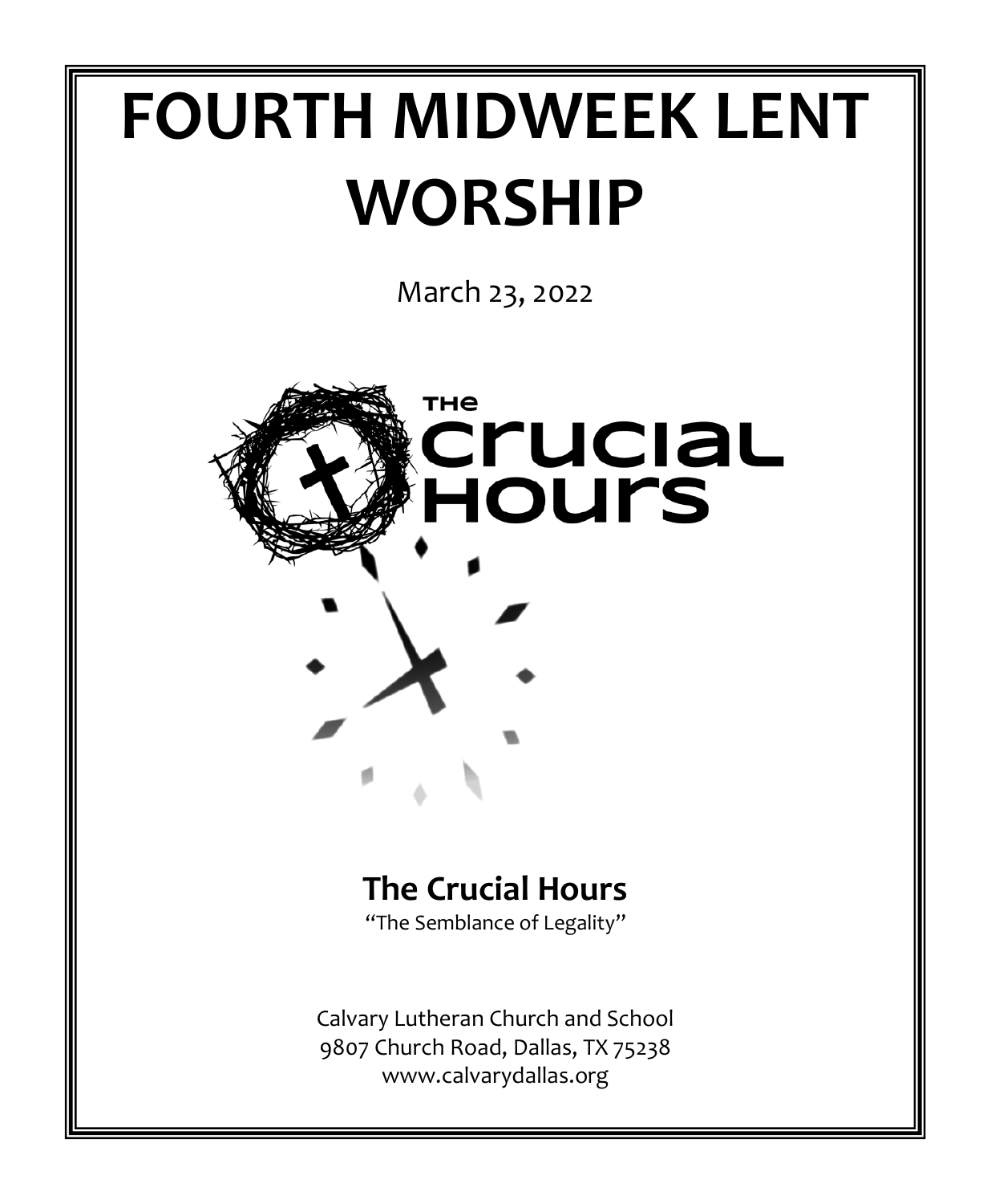# FOURTH MIDWEEK LENT WORSHIP

March 23, 2022

THE crucial Hours

## The Crucial Hours

"The Semblance of Legality"

Calvary Lutheran Church and School
9807 Church Road, Dallas, TX 75238
www.calvarydallas.org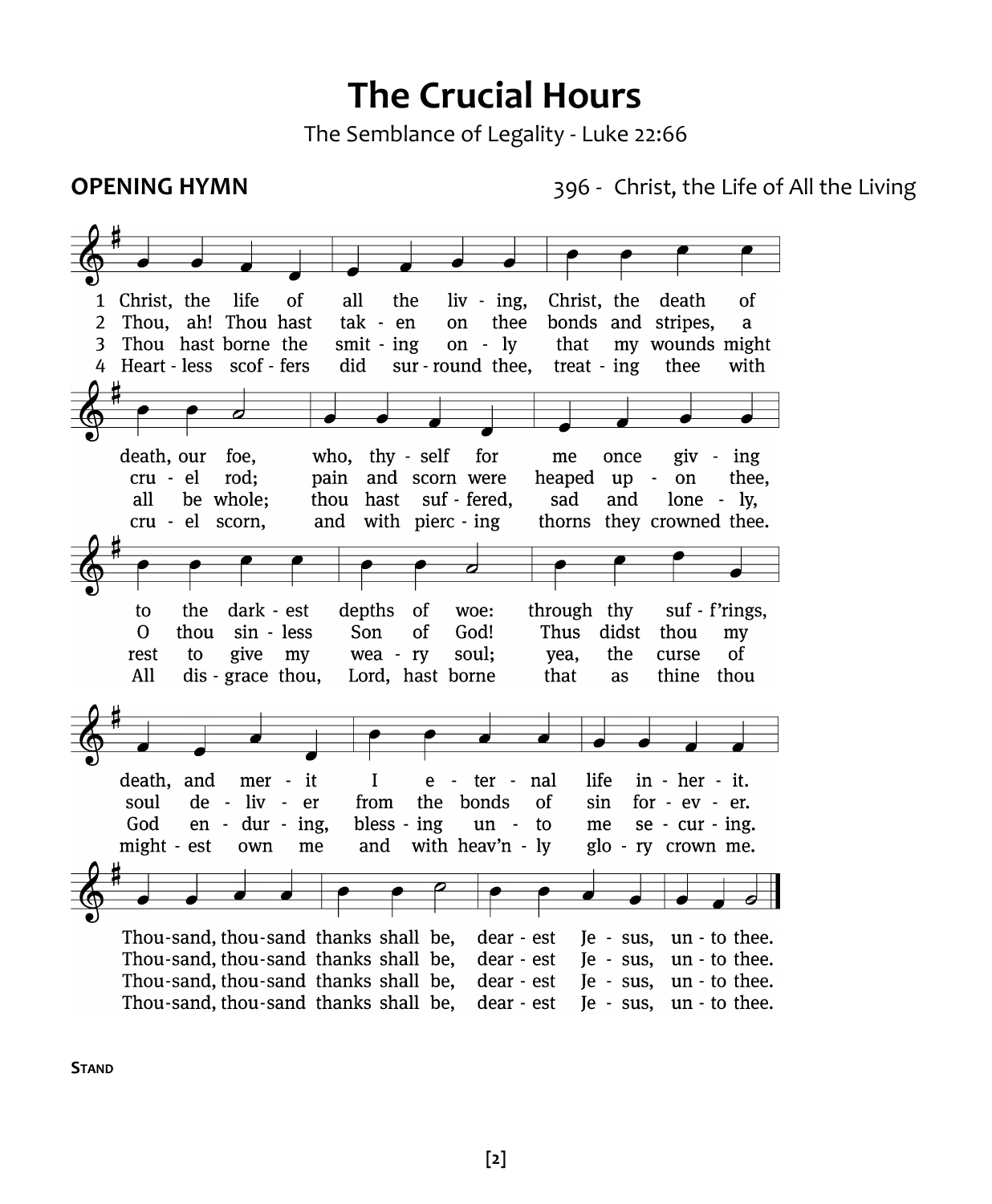# The Crucial Hours

The Semblance of Legality - Luke 22:66

**OPENING HYMN** 396 - Christ, the Life of All the Living

1 Christ, the life of all the living, Christ, the death of death, our foe, who, thyself for me once giving to the darkest depths of woe: through thy suf'frings, death, and merit I eternal life inherit. Thousand, thousand thanks shall be, dearest Jesus, unto thee.

2 Thou, ah! Thou hast taken on thee bonds and stripes, a cruel rod; pain and scorn were heaped upon thee, O thou sinless Son of God! Thus didst thou my soul deliver from the bonds of sin forever. Thousand, thousand thanks shall be, dearest Jesus, unto thee.

3 Thou hast borne the smiting only that my wounds might all be whole; thou hast suffered, sad and lonely, rest to give my weary soul; yea, the curse of God enduring, blessing unto me securing. Thousand, thousand thanks shall be, dearest Jesus, unto thee.

4 Heartless scoffers did surround thee, treating thee with cruel scorn, and with piercing thorns they crowned thee. All disgrace thou, Lord, hast borne that as thine thou mightest own me and with heav'nly glory crown me. Thousand, thousand thanks shall be, dearest Jesus, unto thee.

**STAND**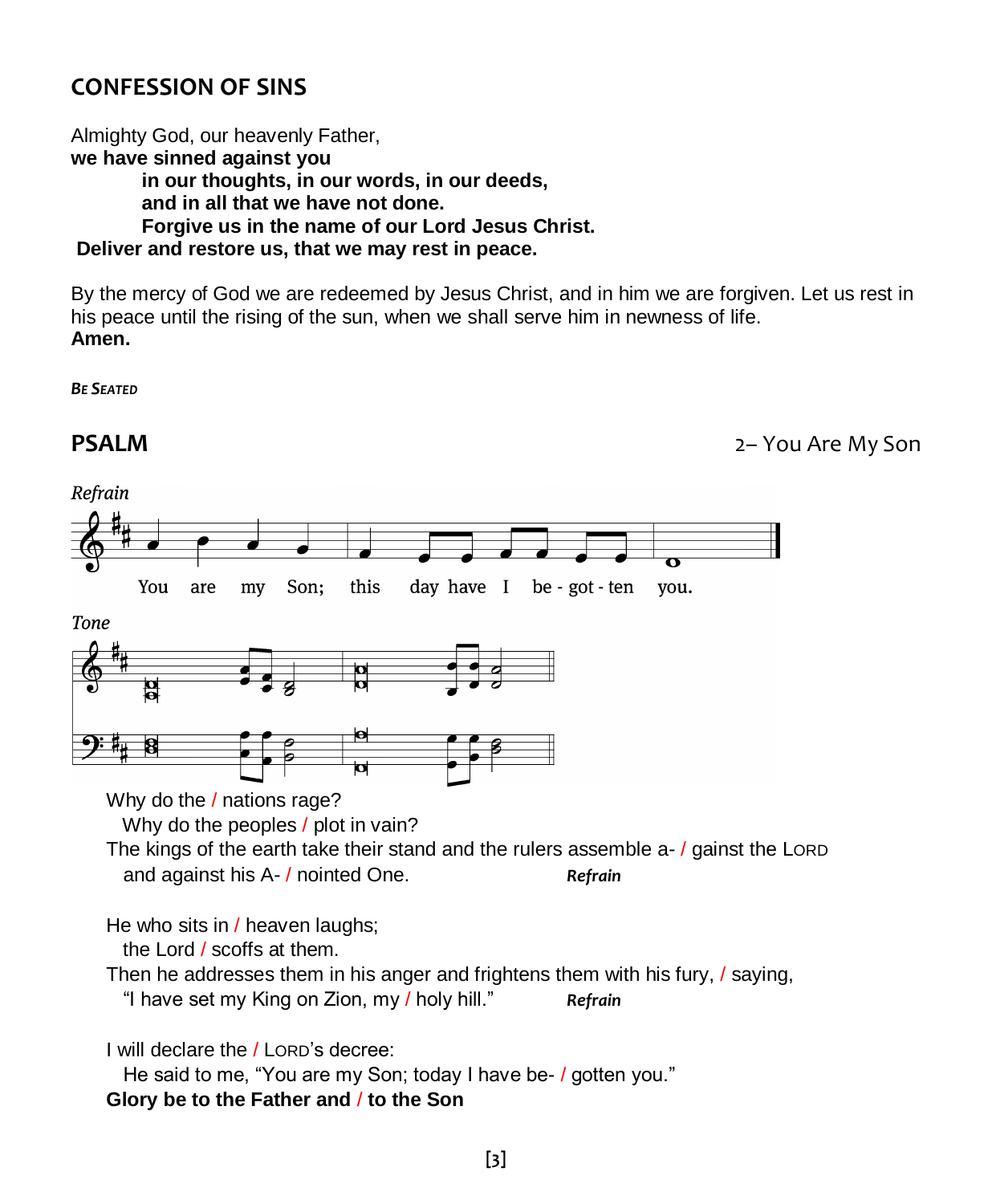## CONFESSION OF SINS

Almighty God, our heavenly Father,
**we have sinned against you**
**in our thoughts, in our words, in our deeds,**
**and in all that we have not done.**
**Forgive us in the name of our Lord Jesus Christ.**
**Deliver and restore us, that we may rest in peace.**

By the mercy of God we are redeemed by Jesus Christ, and in him we are forgiven. Let us rest in his peace until the rising of the sun, when we shall serve him in newness of life.
**Amen.**

***Be Seated***

## PSALM

2– You Are My Son

*Refrain*

You are my Son; this day have I be - got - ten you.

*Tone*

Why do the / nations rage?
Why do the peoples / plot in vain?
The kings of the earth take their stand and the rulers assemble a- / gainst the LORD
and against his A- / nointed One. ***Refrain***

He who sits in / heaven laughs;
the Lord / scoffs at them.
Then he addresses them in his anger and frightens them with his fury, / saying,
"I have set my King on Zion, my / holy hill." ***Refrain***

I will declare the / LORD's decree:
He said to me, "You are my Son; today I have be- / gotten you."
**Glory be to the Father and / to the Son**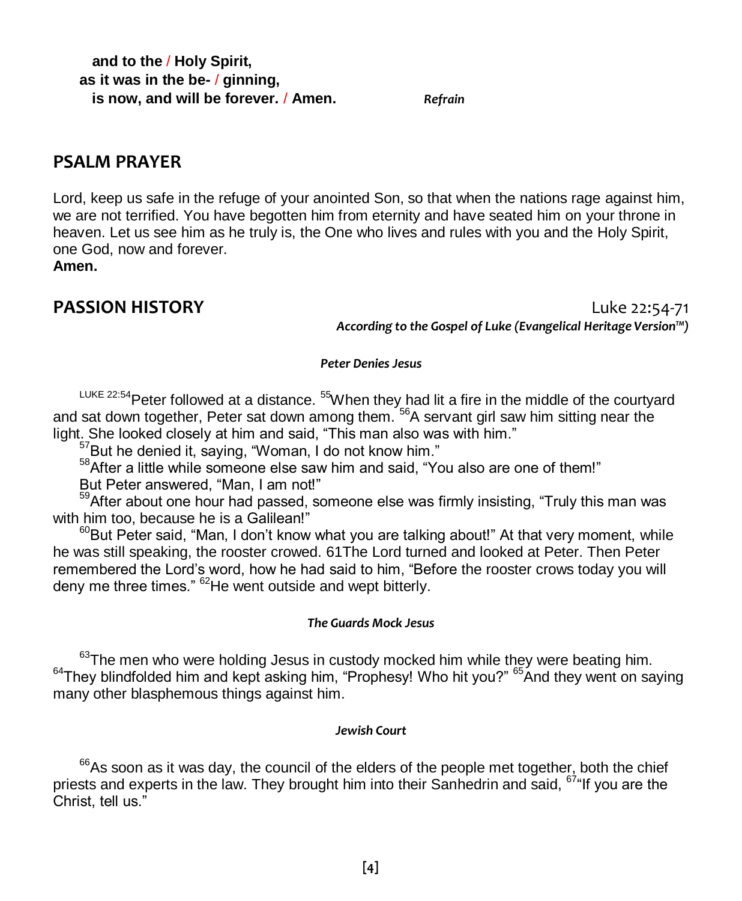**and to the / Holy Spirit,**
**as it was in the be- / ginning,**
**is now, and will be forever. / Amen.** *Refrain*

## PSALM PRAYER

Lord, keep us safe in the refuge of your anointed Son, so that when the nations rage against him, we are not terrified. You have begotten him from eternity and have seated him on your throne in heaven. Let us see him as he truly is, the One who lives and rules with you and the Holy Spirit, one God, now and forever.
**Amen.**

## PASSION HISTORY

Luke 22:54-71
*According to the Gospel of Luke (Evangelical Heritage Version™)*

***Peter Denies Jesus***

[LUKE 22:54]Peter followed at a distance. [55]When they had lit a fire in the middle of the courtyard and sat down together, Peter sat down among them. [56]A servant girl saw him sitting near the light. She looked closely at him and said, "This man also was with him."

[57]But he denied it, saying, "Woman, I do not know him."

[58]After a little while someone else saw him and said, "You also are one of them!"

But Peter answered, "Man, I am not!"

[59]After about one hour had passed, someone else was firmly insisting, "Truly this man was with him too, because he is a Galilean!"

[60]But Peter said, "Man, I don't know what you are talking about!" At that very moment, while he was still speaking, the rooster crowed. 61The Lord turned and looked at Peter. Then Peter remembered the Lord's word, how he had said to him, "Before the rooster crows today you will deny me three times." [62]He went outside and wept bitterly.

***The Guards Mock Jesus***

[63]The men who were holding Jesus in custody mocked him while they were beating him. [64]They blindfolded him and kept asking him, "Prophesy! Who hit you?" [65]And they went on saying many other blasphemous things against him.

***Jewish Court***

[66]As soon as it was day, the council of the elders of the people met together, both the chief priests and experts in the law. They brought him into their Sanhedrin and said, [67]"If you are the Christ, tell us."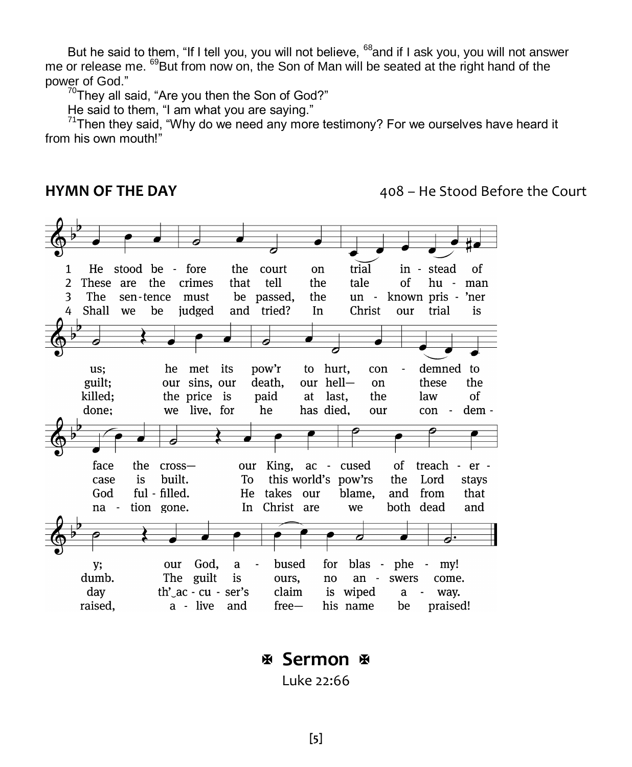But he said to them, "If I tell you, you will not believe, [68]and if I ask you, you will not answer me or release me. [69]But from now on, the Son of Man will be seated at the right hand of the power of God."

[70]They all said, "Are you then the Son of God?"

He said to them, "I am what you are saying."

[71]Then they said, "Why do we need any more testimony? For we ourselves have heard it from his own mouth!"

**HYMN OF THE DAY** 408 – He Stood Before the Court

1 He stood before the court on trial instead of us; he met its pow'r to hurt, condemned to face the cross— our King, accused of treachery; our God, abused for blasphemy!

2 These are the crimes that tell the tale of human guilt; our sins, our death, our hell— on these the case is built. To this world's pow'rs the Lord stays dumb. The guilt is ours, no answers come.

3 The sentence must be passed, the unknown pris'ner killed; the price is paid at last, the law of God fulfilled. He takes our blame, and from that day th'accuser's claim is wiped away.

4 Shall we be judged and tried? In Christ our trial is done; we live, for he has died, our condemnation gone. In Christ are we both dead and raised, alive and free— his name be praised!

## ✠ Sermon ✠

Luke 22:66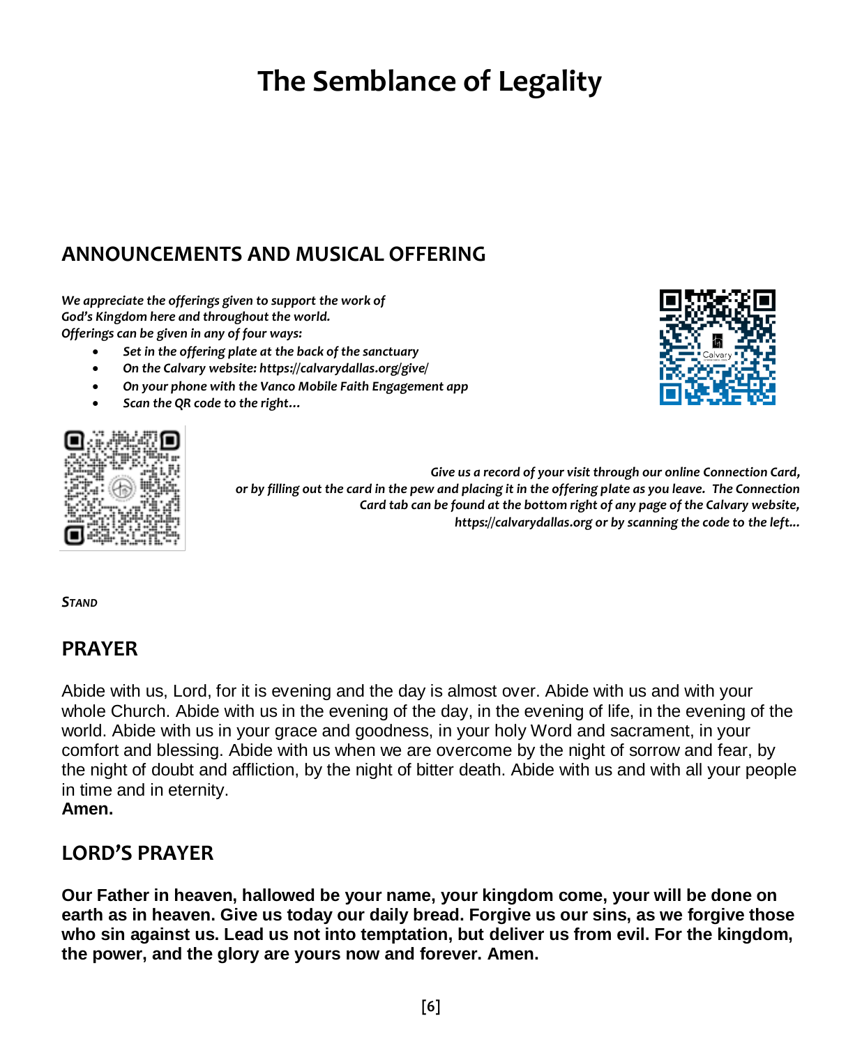# The Semblance of Legality

## ANNOUNCEMENTS AND MUSICAL OFFERING

***We appreciate the offerings given to support the work of God's Kingdom here and throughout the world.
Offerings can be given in any of four ways:***

- ***Set in the offering plate at the back of the sanctuary***
- ***On the Calvary website: https://calvarydallas.org/give/***
- ***On your phone with the Vanco Mobile Faith Engagement app***
- ***Scan the QR code to the right…***

***Give us a record of your visit through our online Connection Card, or by filling out the card in the pew and placing it in the offering plate as you leave. The Connection Card tab can be found at the bottom right of any page of the Calvary website, https://calvarydallas.org or by scanning the code to the left…***

***STAND***

## PRAYER

Abide with us, Lord, for it is evening and the day is almost over. Abide with us and with your whole Church. Abide with us in the evening of the day, in the evening of life, in the evening of the world. Abide with us in your grace and goodness, in your holy Word and sacrament, in your comfort and blessing. Abide with us when we are overcome by the night of sorrow and fear, by the night of doubt and affliction, by the night of bitter death. Abide with us and with all your people in time and in eternity.
**Amen.**

## LORD'S PRAYER

**Our Father in heaven, hallowed be your name, your kingdom come, your will be done on earth as in heaven. Give us today our daily bread. Forgive us our sins, as we forgive those who sin against us. Lead us not into temptation, but deliver us from evil. For the kingdom, the power, and the glory are yours now and forever. Amen.**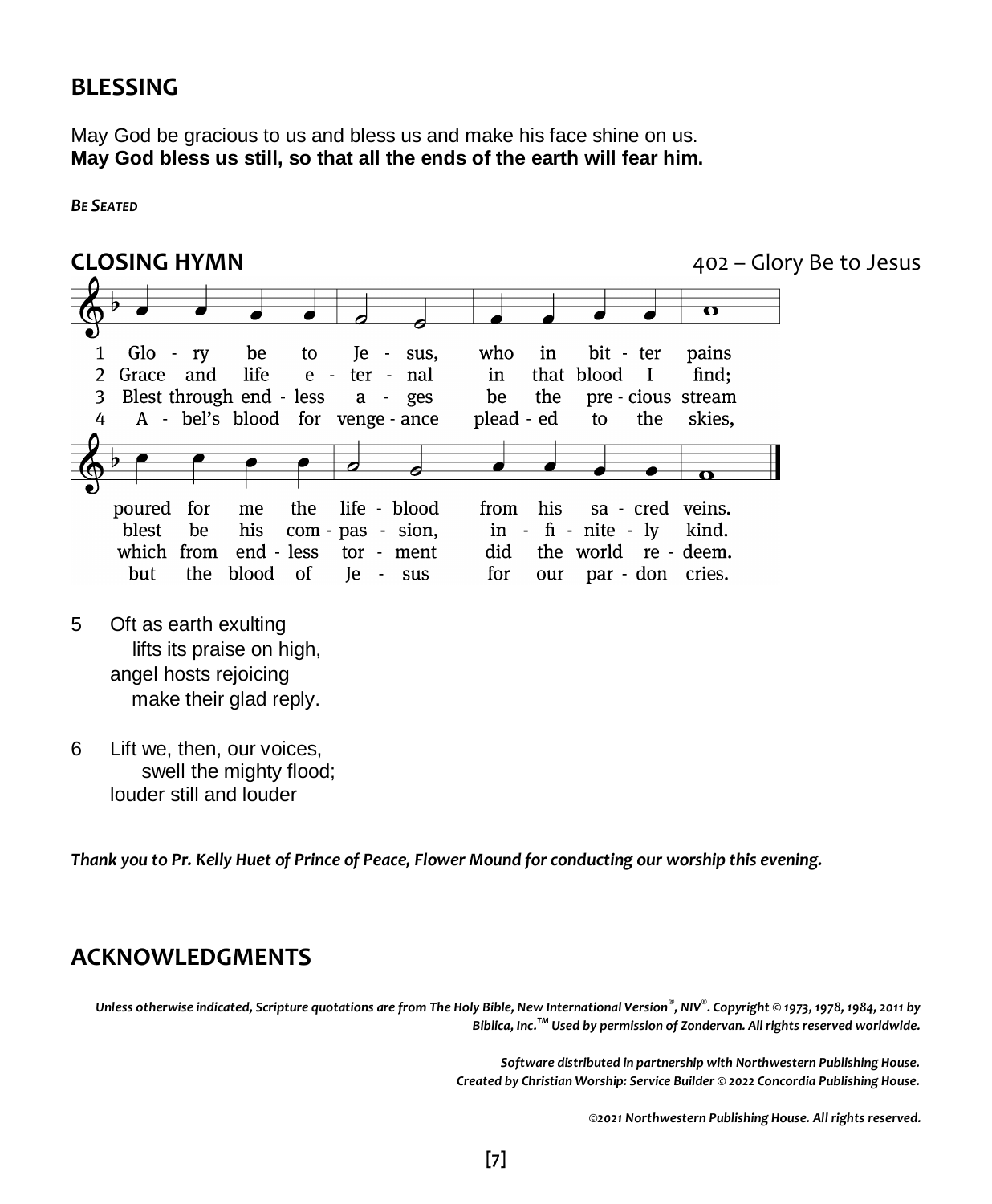## BLESSING

May God be gracious to us and bless us and make his face shine on us.
**May God bless us still, so that all the ends of the earth will fear him.**

***Be Seated***

## CLOSING HYMN

402 – Glory Be to Jesus

1 Glo - ry be to Je - sus, who in bit - ter pains poured for me the life - blood from his sa - cred veins.

2 Grace and life e - ter - nal in that blood I find; blest be his com - pas - sion, in - fi - nite - ly kind.

3 Blest through end - less a - ges be the pre - cious stream which from end - less tor - ment did the world re - deem.

4 A - bel's blood for venge - ance plead - ed to the skies, but the blood of Je - sus for our par - don cries.

5 Oft as earth exulting
lifts its praise on high,
angel hosts rejoicing
make their glad reply.

6 Lift we, then, our voices,
swell the mighty flood;
louder still and louder

***Thank you to Pr. Kelly Huet of Prince of Peace, Flower Mound for conducting our worship this evening.***

## ACKNOWLEDGMENTS

***Unless otherwise indicated, Scripture quotations are from The Holy Bible, New International Version®, NIV®. Copyright © 1973, 1978, 1984, 2011 by Biblica, Inc.™ Used by permission of Zondervan. All rights reserved worldwide.***

***Software distributed in partnership with Northwestern Publishing House.***
***Created by Christian Worship: Service Builder © 2022 Concordia Publishing House.***

***©2021 Northwestern Publishing House. All rights reserved.***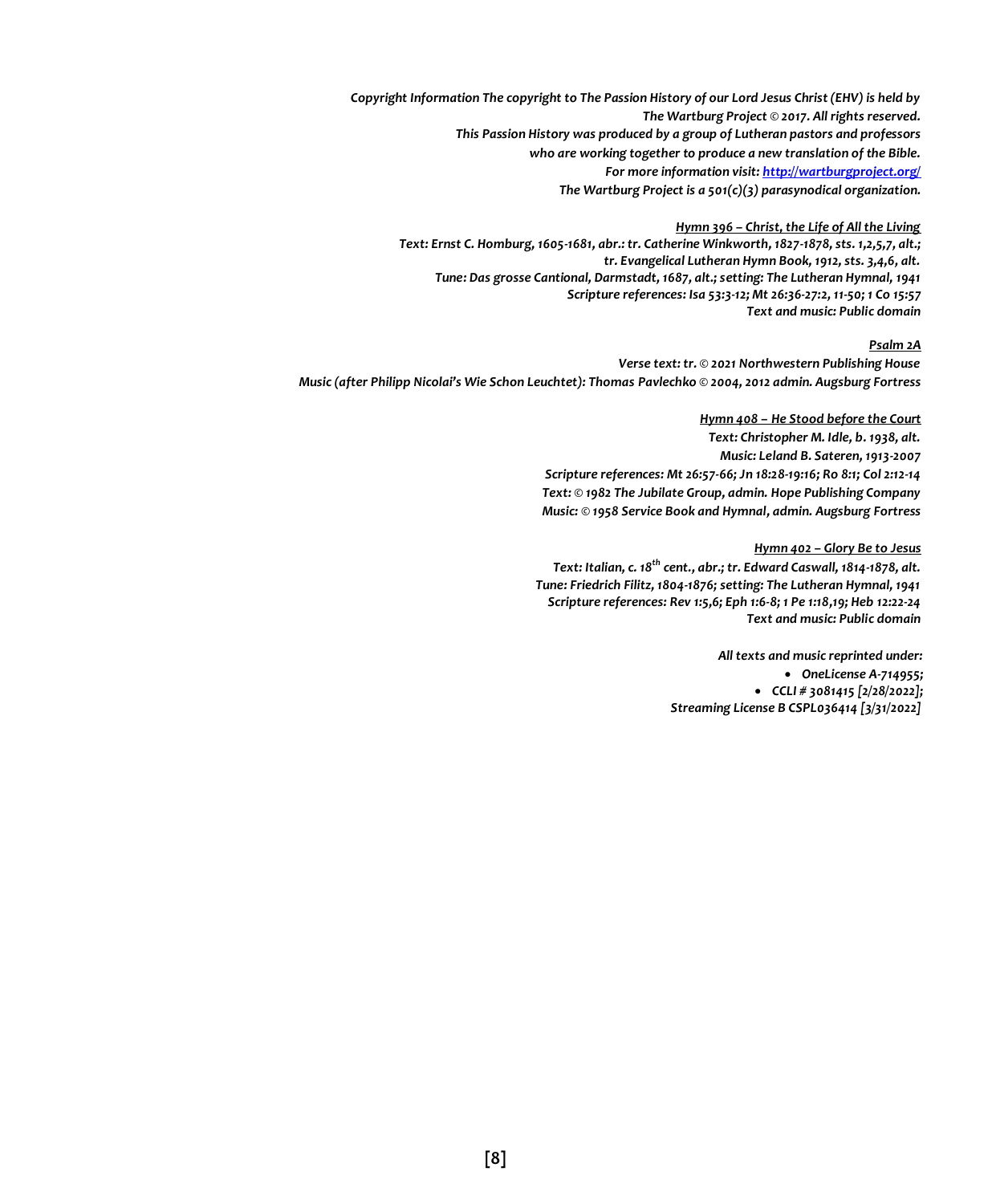*Copyright Information The copyright to The Passion History of our Lord Jesus Christ (EHV) is held by The Wartburg Project © 2017. All rights reserved.*
*This Passion History was produced by a group of Lutheran pastors and professors who are working together to produce a new translation of the Bible.*
*For more information visit: [http://wartburgproject.org/](http://wartburgproject.org/)*
*The Wartburg Project is a 501(c)(3) parasynodical organization.*

***Hymn 396 – Christ, the Life of All the Living***
*Text: Ernst C. Homburg, 1605-1681, abr.: tr. Catherine Winkworth, 1827-1878, sts. 1,2,5,7, alt.; tr. Evangelical Lutheran Hymn Book, 1912, sts. 3,4,6, alt.*
*Tune: Das grosse Cantional, Darmstadt, 1687, alt.; setting: The Lutheran Hymnal, 1941*
*Scripture references: Isa 53:3-12; Mt 26:36-27:2, 11-50; 1 Co 15:57*
*Text and music: Public domain*

***Psalm 2A***
*Verse text: tr. © 2021 Northwestern Publishing House*
*Music (after Philipp Nicolai's Wie Schon Leuchtet): Thomas Pavlechko © 2004, 2012 admin. Augsburg Fortress*

***Hymn 408 – He Stood before the Court***
*Text: Christopher M. Idle, b. 1938, alt.*
*Music: Leland B. Sateren, 1913-2007*
*Scripture references: Mt 26:57-66; Jn 18:28-19:16; Ro 8:1; Col 2:12-14*
*Text: © 1982 The Jubilate Group, admin. Hope Publishing Company*
*Music: © 1958 Service Book and Hymnal, admin. Augsburg Fortress*

***Hymn 402 – Glory Be to Jesus***
*Text: Italian, c. 18th cent., abr.; tr. Edward Caswall, 1814-1878, alt.*
*Tune: Friedrich Filitz, 1804-1876; setting: The Lutheran Hymnal, 1941*
*Scripture references: Rev 1:5,6; Eph 1:6-8; 1 Pe 1:18,19; Heb 12:22-24*
*Text and music: Public domain*

*All texts and music reprinted under:*
- *OneLicense A-714955;*
- *CCLI # 3081415 [2/28/2022];*

*Streaming License B CSPL036414 [3/31/2022]*